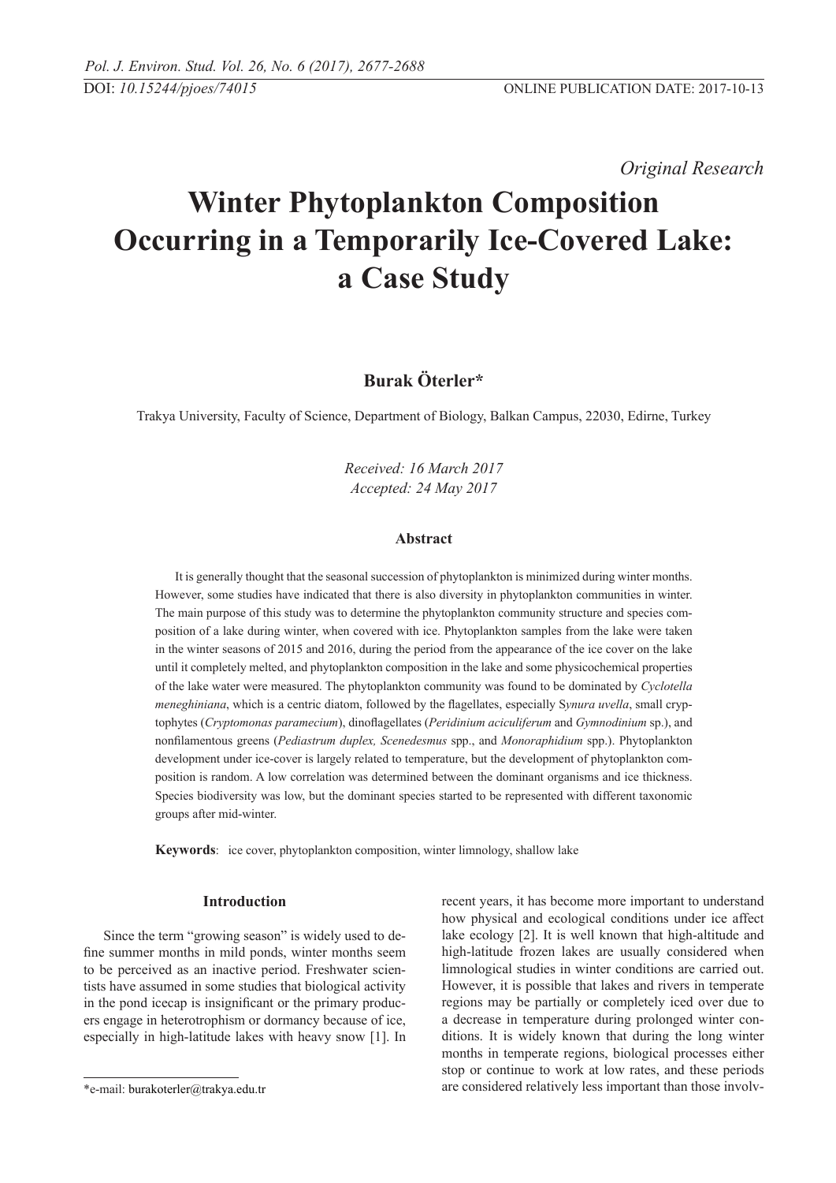Original Research

# Winter Phytoplankton Composition Occurring in a Temporarily Ice-Covered Lake: a Case Study

**Burak Öterler***

Trakya University, Faculty of Science, Department of Biology, Balkan Campus, 22030, Edirne, Turkey

*Received: 16 March 2017*
*Accepted: 24 May 2017*

### Abstract

It is generally thought that the seasonal succession of phytoplankton is minimized during winter months. However, some studies have indicated that there is also diversity in phytoplankton communities in winter. The main purpose of this study was to determine the phytoplankton community structure and species composition of a lake during winter, when covered with ice. Phytoplankton samples from the lake were taken in the winter seasons of 2015 and 2016, during the period from the appearance of the ice cover on the lake until it completely melted, and phytoplankton composition in the lake and some physicochemical properties of the lake water were measured. The phytoplankton community was found to be dominated by *Cyclotella meneghiniana*, which is a centric diatom, followed by the flagellates, especially S*ynura uvella*, small cryptophytes (*Cryptomonas paramecium*), dinoflagellates (*Peridinium aciculiferum* and *Gymnodinium* sp.), and nonfilamentous greens (*Pediastrum duplex, Scenedesmus* spp., and *Monoraphidium* spp.). Phytoplankton development under ice-cover is largely related to temperature, but the development of phytoplankton composition is random. A low correlation was determined between the dominant organisms and ice thickness. Species biodiversity was low, but the dominant species started to be represented with different taxonomic groups after mid-winter.

**Keywords**: ice cover, phytoplankton composition, winter limnology, shallow lake

## Introduction

Since the term "growing season" is widely used to define summer months in mild ponds, winter months seem to be perceived as an inactive period. Freshwater scientists have assumed in some studies that biological activity in the pond icecap is insignificant or the primary producers engage in heterotrophism or dormancy because of ice, especially in high-latitude lakes with heavy snow [1]. In recent years, it has become more important to understand how physical and ecological conditions under ice affect lake ecology [2]. It is well known that high-altitude and high-latitude frozen lakes are usually considered when limnological studies in winter conditions are carried out. However, it is possible that lakes and rivers in temperate regions may be partially or completely iced over due to a decrease in temperature during prolonged winter conditions. It is widely known that during the long winter months in temperate regions, biological processes either stop or continue to work at low rates, and these periods are considered relatively less important than those involv-

*e-mail: burakoterler@trakya.edu.tr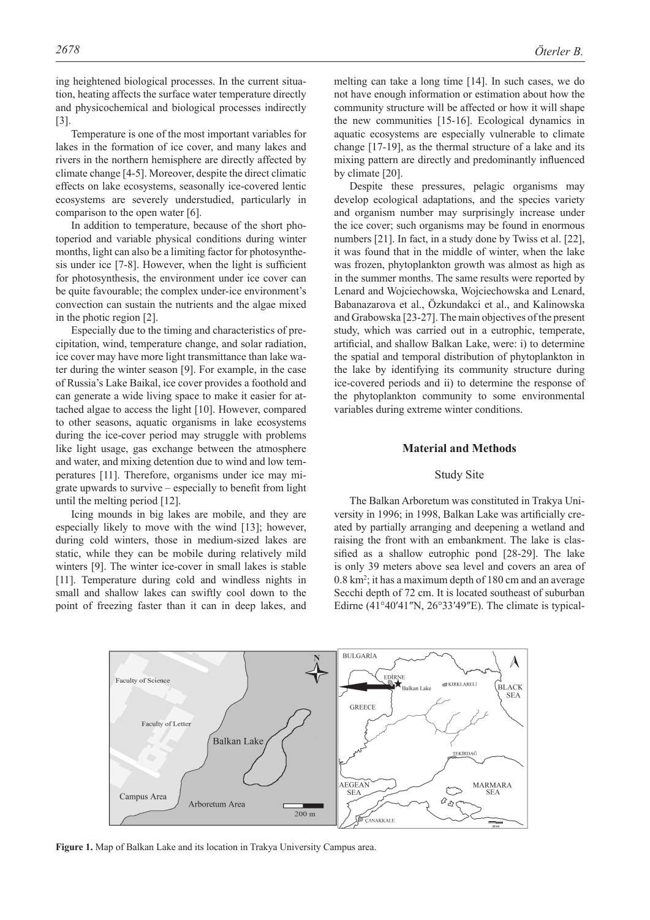ing heightened biological processes. In the current situation, heating affects the surface water temperature directly and physicochemical and biological processes indirectly [3].

Temperature is one of the most important variables for lakes in the formation of ice cover, and many lakes and rivers in the northern hemisphere are directly affected by climate change [4-5]. Moreover, despite the direct climatic effects on lake ecosystems, seasonally ice-covered lentic ecosystems are severely understudied, particularly in comparison to the open water [6].

In addition to temperature, because of the short photoperiod and variable physical conditions during winter months, light can also be a limiting factor for photosynthesis under ice [7-8]. However, when the light is sufficient for photosynthesis, the environment under ice cover can be quite favourable; the complex under-ice environment's convection can sustain the nutrients and the algae mixed in the photic region [2].

Especially due to the timing and characteristics of precipitation, wind, temperature change, and solar radiation, ice cover may have more light transmittance than lake water during the winter season [9]. For example, in the case of Russia's Lake Baikal, ice cover provides a foothold and can generate a wide living space to make it easier for attached algae to access the light [10]. However, compared to other seasons, aquatic organisms in lake ecosystems during the ice-cover period may struggle with problems like light usage, gas exchange between the atmosphere and water, and mixing detention due to wind and low temperatures [11]. Therefore, organisms under ice may migrate upwards to survive – especially to benefit from light until the melting period [12].

Icing mounds in big lakes are mobile, and they are especially likely to move with the wind [13]; however, during cold winters, those in medium-sized lakes are static, while they can be mobile during relatively mild winters [9]. The winter ice-cover in small lakes is stable [11]. Temperature during cold and windless nights in small and shallow lakes can swiftly cool down to the point of freezing faster than it can in deep lakes, and melting can take a long time [14]. In such cases, we do not have enough information or estimation about how the community structure will be affected or how it will shape the new communities [15-16]. Ecological dynamics in aquatic ecosystems are especially vulnerable to climate change [17-19], as the thermal structure of a lake and its mixing pattern are directly and predominantly influenced by climate [20].

Despite these pressures, pelagic organisms may develop ecological adaptations, and the species variety and organism number may surprisingly increase under the ice cover; such organisms may be found in enormous numbers [21]. In fact, in a study done by Twiss et al. [22], it was found that in the middle of winter, when the lake was frozen, phytoplankton growth was almost as high as in the summer months. The same results were reported by Lenard and Wojciechowska, Wojciechowska and Lenard, Babanazarova et al., Özkundakci et al., and Kalinowska and Grabowska [23-27]. The main objectives of the present study, which was carried out in a eutrophic, temperate, artificial, and shallow Balkan Lake, were: i) to determine the spatial and temporal distribution of phytoplankton in the lake by identifying its community structure during ice-covered periods and ii) to determine the response of the phytoplankton community to some environmental variables during extreme winter conditions.

## Material and Methods

### Study Site

The Balkan Arboretum was constituted in Trakya University in 1996; in 1998, Balkan Lake was artificially created by partially arranging and deepening a wetland and raising the front with an embankment. The lake is classified as a shallow eutrophic pond [28-29]. The lake is only 39 meters above sea level and covers an area of 0.8 km$^2$; it has a maximum depth of 180 cm and an average Secchi depth of 72 cm. It is located southeast of suburban Edirne (41°40′41″N, 26°33′49″E). The climate is typical-

**Figure 1.** Map of Balkan Lake and its location in Trakya University Campus area.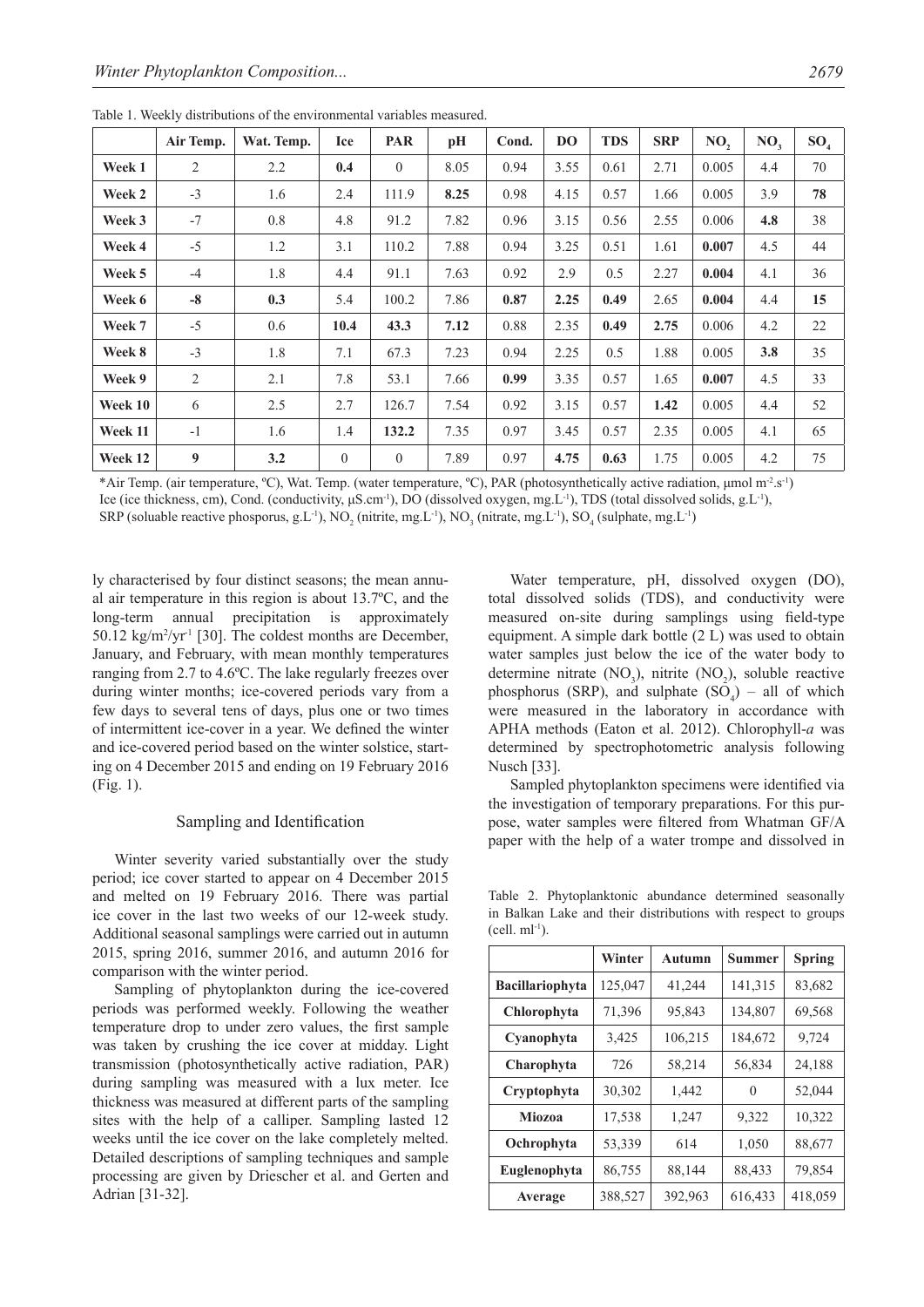Table 1. Weekly distributions of the environmental variables measured.

| | Air Temp. | Wat. Temp. | Ice | PAR | pH | Cond. | DO | TDS | SRP | $NO_2$ | $NO_3$ | $SO_4$ |
|---|---|---|---|---|---|---|---|---|---|---|---|---|
| **Week 1** | 2 | 2.2 | **0.4** | 0 | 8.05 | 0.94 | 3.55 | 0.61 | 2.71 | 0.005 | 4.4 | 70 |
| **Week 2** | -3 | 1.6 | 2.4 | 111.9 | **8.25** | 0.98 | 4.15 | 0.57 | 1.66 | 0.005 | 3.9 | **78** |
| **Week 3** | -7 | 0.8 | 4.8 | 91.2 | 7.82 | 0.96 | 3.15 | 0.56 | 2.55 | 0.006 | **4.8** | 38 |
| **Week 4** | -5 | 1.2 | 3.1 | 110.2 | 7.88 | 0.94 | 3.25 | 0.51 | 1.61 | **0.007** | 4.5 | 44 |
| **Week 5** | -4 | 1.8 | 4.4 | 91.1 | 7.63 | 0.92 | 2.9 | 0.5 | 2.27 | **0.004** | 4.1 | 36 |
| **Week 6** | **-8** | **0.3** | 5.4 | 100.2 | 7.86 | **0.87** | **2.25** | **0.49** | 2.65 | **0.004** | 4.4 | **15** |
| **Week 7** | -5 | 0.6 | **10.4** | **43.3** | **7.12** | 0.88 | 2.35 | **0.49** | **2.75** | 0.006 | 4.2 | 22 |
| **Week 8** | -3 | 1.8 | 7.1 | 67.3 | 7.23 | 0.94 | 2.25 | 0.5 | 1.88 | 0.005 | **3.8** | 35 |
| **Week 9** | 2 | 2.1 | 7.8 | 53.1 | 7.66 | **0.99** | 3.35 | 0.57 | 1.65 | **0.007** | 4.5 | 33 |
| **Week 10** | 6 | 2.5 | 2.7 | 126.7 | 7.54 | 0.92 | 3.15 | 0.57 | **1.42** | 0.005 | 4.4 | 52 |
| **Week 11** | -1 | 1.6 | 1.4 | **132.2** | 7.35 | 0.97 | 3.45 | 0.57 | 2.35 | 0.005 | 4.1 | 65 |
| **Week 12** | **9** | **3.2** | 0 | 0 | 7.89 | 0.97 | **4.75** | **0.63** | 1.75 | 0.005 | 4.2 | 75 |

*Air Temp. (air temperature, ºC), Wat. Temp. (water temperature, ºC), PAR (photosynthetically active radiation, µmol $m^{-2}.s^{-1}$) Ice (ice thickness, cm), Cond. (conductivity, $\mu S.cm^{-1}$), DO (dissolved oxygen, $mg.L^{-1}$), TDS (total dissolved solids, $g.L^{-1}$), SRP (soluable reactive phosporus, $g.L^{-1}$), $NO_2$ (nitrite, $mg.L^{-1}$), $NO_3$ (nitrate, $mg.L^{-1}$), $SO_4$ (sulphate, $mg.L^{-1}$)

ly characterised by four distinct seasons; the mean annual air temperature in this region is about 13.7ºC, and the long-term annual precipitation is approximately 50.12 $kg/m^2/yr^{-1}$ [30]. The coldest months are December, January, and February, with mean monthly temperatures ranging from 2.7 to 4.6ºC. The lake regularly freezes over during winter months; ice-covered periods vary from a few days to several tens of days, plus one or two times of intermittent ice-cover in a year. We defined the winter and ice-covered period based on the winter solstice, starting on 4 December 2015 and ending on 19 February 2016 (Fig. 1).

## Sampling and Identification

Winter severity varied substantially over the study period; ice cover started to appear on 4 December 2015 and melted on 19 February 2016. There was partial ice cover in the last two weeks of our 12-week study. Additional seasonal samplings were carried out in autumn 2015, spring 2016, summer 2016, and autumn 2016 for comparison with the winter period.

Sampling of phytoplankton during the ice-covered periods was performed weekly. Following the weather temperature drop to under zero values, the first sample was taken by crushing the ice cover at midday. Light transmission (photosynthetically active radiation, PAR) during sampling was measured with a lux meter. Ice thickness was measured at different parts of the sampling sites with the help of a calliper. Sampling lasted 12 weeks until the ice cover on the lake completely melted. Detailed descriptions of sampling techniques and sample processing are given by Driescher et al. and Gerten and Adrian [31-32].

Water temperature, pH, dissolved oxygen (DO), total dissolved solids (TDS), and conductivity were measured on-site during samplings using field-type equipment. A simple dark bottle (2 L) was used to obtain water samples just below the ice of the water body to determine nitrate ($NO_3$), nitrite ($NO_2$), soluble reactive phosphorus (SRP), and sulphate ($SO_4$) – all of which were measured in the laboratory in accordance with APHA methods (Eaton et al. 2012). Chlorophyll-*a* was determined by spectrophotometric analysis following Nusch [33].

Sampled phytoplankton specimens were identified via the investigation of temporary preparations. For this purpose, water samples were filtered from Whatman GF/A paper with the help of a water trompe and dissolved in

Table 2. Phytoplanktonic abundance determined seasonally in Balkan Lake and their distributions with respect to groups ($cell.\ ml^{-1}$).

| | Winter | Autumn | Summer | Spring |
|---|---|---|---|---|
| **Bacillariophyta** | 125,047 | 41,244 | 141,315 | 83,682 |
| **Chlorophyta** | 71,396 | 95,843 | 134,807 | 69,568 |
| **Cyanophyta** | 3,425 | 106,215 | 184,672 | 9,724 |
| **Charophyta** | 726 | 58,214 | 56,834 | 24,188 |
| **Cryptophyta** | 30,302 | 1,442 | 0 | 52,044 |
| **Miozoa** | 17,538 | 1,247 | 9,322 | 10,322 |
| **Ochrophyta** | 53,339 | 614 | 1,050 | 88,677 |
| **Euglenophyta** | 86,755 | 88,144 | 88,433 | 79,854 |
| **Average** | 388,527 | 392,963 | 616,433 | 418,059 |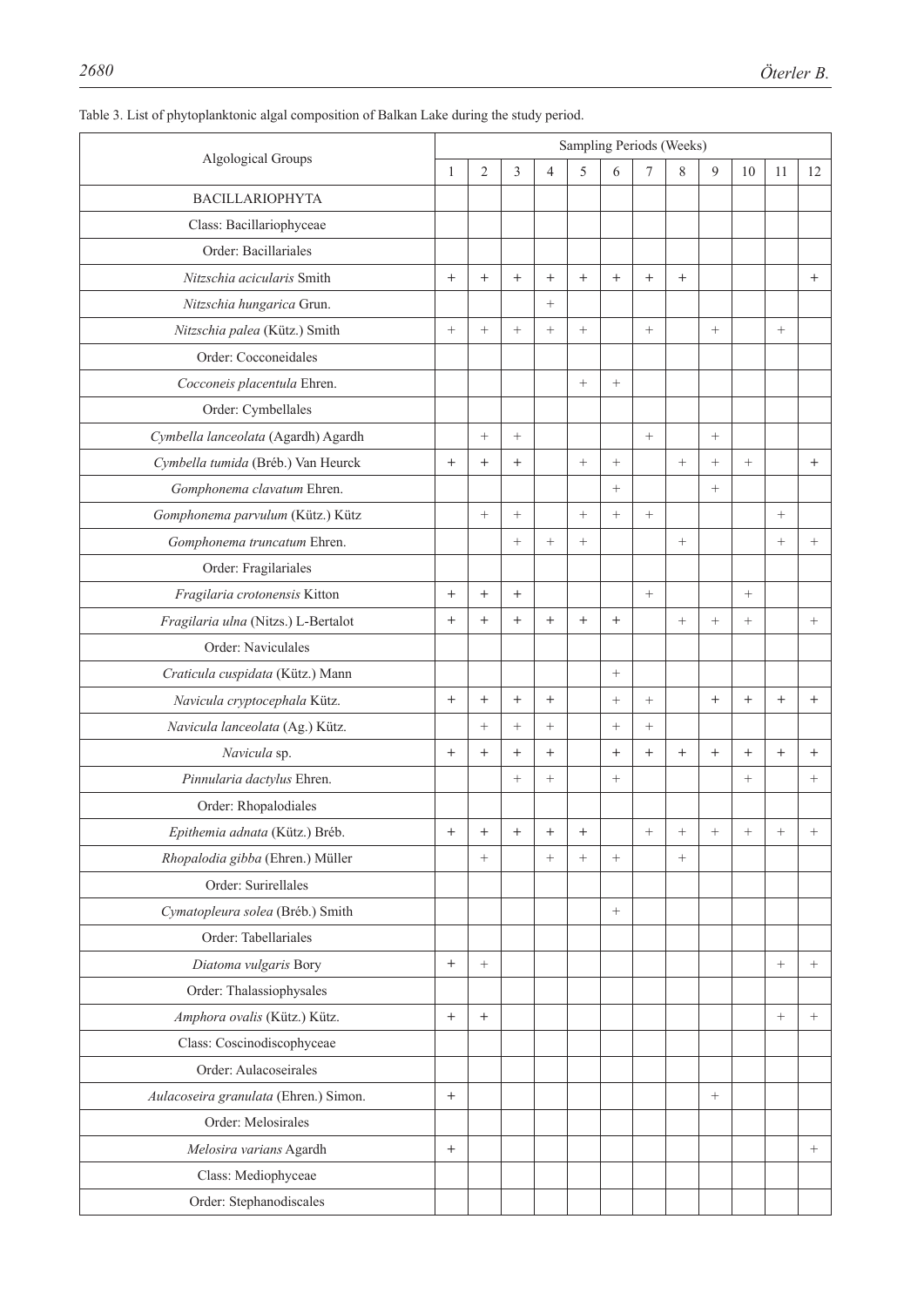Table 3. List of phytoplanktonic algal composition of Balkan Lake during the study period.

| Algological Groups | Sampling Periods (Weeks) | | | | | | | | | | | |
|---|---|---|---|---|---|---|---|---|---|---|---|---|
| | 1 | 2 | 3 | 4 | 5 | 6 | 7 | 8 | 9 | 10 | 11 | 12 |
| BACILLARIOPHYTA | | | | | | | | | | | | |
| Class: Bacillariophyceae | | | | | | | | | | | | |
| Order: Bacillariales | | | | | | | | | | | | |
| *Nitzschia acicularis* Smith | + | + | + | + | + | + | + | + | | | | + |
| *Nitzschia hungarica* Grun. | | | | + | | | | | | | | |
| *Nitzschia palea* (Kütz.) Smith | + | + | + | + | + | | + | | + | | + | |
| Order: Cocconeidales | | | | | | | | | | | | |
| *Cocconeis placentula* Ehren. | | | | | + | + | | | | | | |
| Order: Cymbellales | | | | | | | | | | | | |
| *Cymbella lanceolata* (Agardh) Agardh | | + | + | | | | + | | + | | | |
| *Cymbella tumida* (Bréb.) Van Heurck | + | + | + | | + | + | | + | + | + | | + |
| *Gomphonema clavatum* Ehren. | | | | | | + | | | + | | | |
| *Gomphonema parvulum* (Kütz.) Kütz | | + | + | | + | + | + | | | | + | |
| *Gomphonema truncatum* Ehren. | | | + | + | + | | | + | | | + | + |
| Order: Fragilariales | | | | | | | | | | | | |
| *Fragilaria crotonensis* Kitton | + | + | + | | | | + | | | + | | |
| *Fragilaria ulna* (Nitzs.) L-Bertalot | + | + | + | + | + | + | | + | + | + | | + |
| Order: Naviculales | | | | | | | | | | | | |
| *Craticula cuspidata* (Kütz.) Mann | | | | | | + | | | | | | |
| *Navicula cryptocephala* Kütz. | + | + | + | + | | + | + | | + | + | + | + |
| *Navicula lanceolata* (Ag.) Kütz. | | + | + | + | | + | + | | | | | |
| *Navicula* sp. | + | + | + | + | | + | + | + | + | + | + | + |
| *Pinnularia dactylus* Ehren. | | | + | + | | + | | | | + | | + |
| Order: Rhopalodiales | | | | | | | | | | | | |
| *Epithemia adnata* (Kütz.) Bréb. | + | + | + | + | + | | + | + | + | + | + | + |
| *Rhopalodia gibba* (Ehren.) Müller | | + | | + | + | + | | + | | | | |
| Order: Surirellales | | | | | | | | | | | | |
| *Cymatopleura solea* (Bréb.) Smith | | | | | | + | | | | | | |
| Order: Tabellariales | | | | | | | | | | | | |
| *Diatoma vulgaris* Bory | + | + | | | | | | | | | + | + |
| Order: Thalassiophysales | | | | | | | | | | | | |
| *Amphora ovalis* (Kütz.) Kütz. | + | + | | | | | | | | | + | + |
| Class: Coscinodiscophyceae | | | | | | | | | | | | |
| Order: Aulacoseirales | | | | | | | | | | | | |
| *Aulacoseira granulata* (Ehren.) Simon. | + | | | | | | | | + | | | |
| Order: Melosirales | | | | | | | | | | | | |
| *Melosira varians* Agardh | + | | | | | | | | | | | + |
| Class: Mediophyceae | | | | | | | | | | | | |
| Order: Stephanodiscales | | | | | | | | | | | | |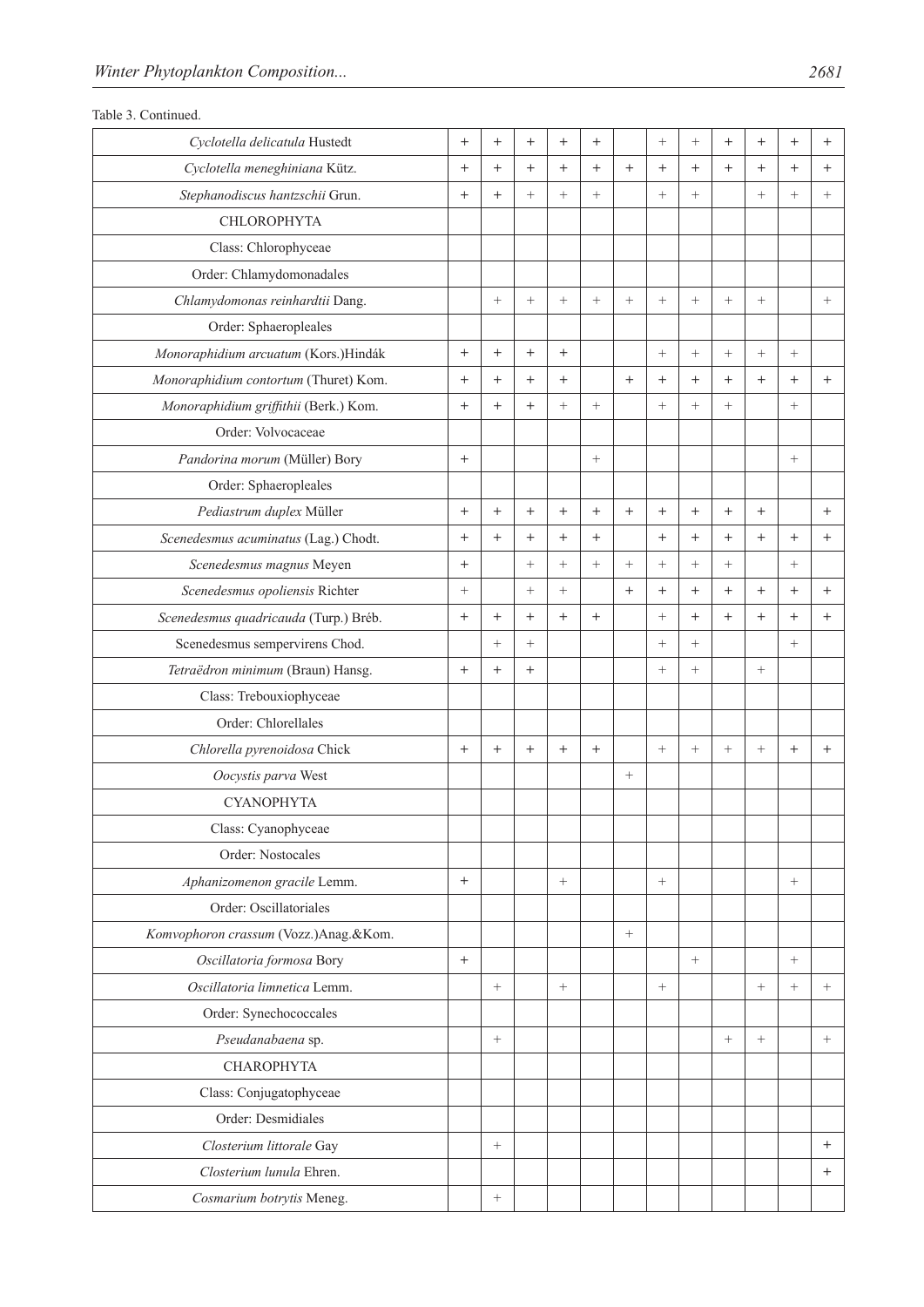Table 3. Continued.

| | | | | | | | | | | | | |
|---|---|---|---|---|---|---|---|---|---|---|---|---|
| *Cyclotella delicatula* Hustedt | + | + | + | + | + | | + | + | + | + | + | + |
| *Cyclotella meneghiniana* Kütz. | + | + | + | + | + | + | + | + | + | + | + | + |
| *Stephanodiscus hantzschii* Grun. | + | + | + | + | + | | + | + | | + | + | + |
| CHLOROPHYTA | | | | | | | | | | | | |
| Class: Chlorophyceae | | | | | | | | | | | | |
| Order: Chlamydomonadales | | | | | | | | | | | | |
| *Chlamydomonas reinhardtii* Dang. | | + | + | + | + | + | + | + | + | + | | + |
| Order: Sphaeropleales | | | | | | | | | | | | |
| *Monoraphidium arcuatum* (Kors.)Hindák | + | + | + | + | | | + | + | + | + | + | |
| *Monoraphidium contortum* (Thuret) Kom. | + | + | + | + | | + | + | + | + | + | + | + |
| *Monoraphidium griffithii* (Berk.) Kom. | + | + | + | + | + | | + | + | + | | + | |
| Order: Volvocaceae | | | | | | | | | | | | |
| *Pandorina morum* (Müller) Bory | + | | | | + | | | | | | + | |
| Order: Sphaeropleales | | | | | | | | | | | | |
| *Pediastrum duplex* Müller | + | + | + | + | + | + | + | + | + | + | | + |
| *Scenedesmus acuminatus* (Lag.) Chodt. | + | + | + | + | + | | + | + | + | + | + | + |
| *Scenedesmus magnus* Meyen | + | | + | + | + | + | + | + | + | | + | |
| *Scenedesmus opoliensis* Richter | + | | + | + | | + | + | + | + | + | + | + |
| *Scenedesmus quadricauda* (Turp.) Bréb. | + | + | + | + | + | | + | + | + | + | + | + |
| Scenedesmus sempervirens Chod. | | + | + | | | | + | + | | | + | |
| *Tetraëdron minimum* (Braun) Hansg. | + | + | + | | | | + | + | | + | | |
| Class: Trebouxiophyceae | | | | | | | | | | | | |
| Order: Chlorellales | | | | | | | | | | | | |
| *Chlorella pyrenoidosa* Chick | + | + | + | + | + | | + | + | + | + | + | + |
| *Oocystis parva* West | | | | | | + | | | | | | |
| CYANOPHYTA | | | | | | | | | | | | |
| Class: Cyanophyceae | | | | | | | | | | | | |
| Order: Nostocales | | | | | | | | | | | | |
| *Aphanizomenon gracile* Lemm. | + | | | + | | | + | | | | + | |
| Order: Oscillatoriales | | | | | | | | | | | | |
| *Komvophoron crassum* (Vozz.)Anag.&Kom. | | | | | | + | | | | | | |
| *Oscillatoria formosa* Bory | + | | | | | | | + | | | + | |
| *Oscillatoria limnetica* Lemm. | | + | | + | | | + | | | + | + | + |
| Order: Synechococcales | | | | | | | | | | | | |
| *Pseudanabaena* sp. | | + | | | | | | | + | + | | + |
| CHAROPHYTA | | | | | | | | | | | | |
| Class: Conjugatophyceae | | | | | | | | | | | | |
| Order: Desmidiales | | | | | | | | | | | | |
| *Closterium littorale* Gay | | + | | | | | | | | | | + |
| *Closterium lunula* Ehren. | | | | | | | | | | | | + |
| *Cosmarium botrytis* Meneg. | | + | | | | | | | | | | |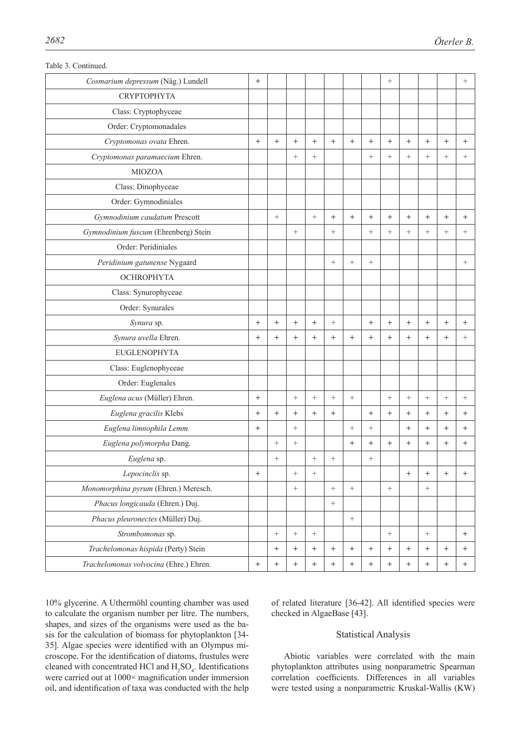Table 3. Continued.

| | | | | | | | | | | | | |
|---|---|---|---|---|---|---|---|---|---|---|---|---|
| *Cosmarium depressum* (Näg.) Lundell | + | | | | | | | + | | | | + |
| CRYPTOPHYTA | | | | | | | | | | | | |
| Class: Cryptophyceae | | | | | | | | | | | | |
| Order: Cryptomonadales | | | | | | | | | | | | |
| *Cryptomonas ovata* Ehren. | + | + | + | + | + | + | + | + | + | + | + | + |
| *Cryptomonas paramaecium* Ehren. | | | + | + | | | + | + | + | + | + | + |
| MIOZOA | | | | | | | | | | | | |
| Class: Dinophyceae | | | | | | | | | | | | |
| Order: Gymnodiniales | | | | | | | | | | | | |
| *Gymnodinium caudatum* Prescott | | + | | + | + | + | + | + | + | + | + | + |
| *Gymnodinium fuscum* (Ehrenberg) Stein | | | + | | + | | + | + | + | + | + | + |
| Order: Peridiniales | | | | | | | | | | | | |
| *Peridinium gatunense* Nygaard | | | | | + | + | + | | | | | + |
| OCHROPHYTA | | | | | | | | | | | | |
| Class: Synurophyceae | | | | | | | | | | | | |
| Order: Synurales | | | | | | | | | | | | |
| *Synura* sp. | + | + | + | + | + | | + | + | + | + | + | + |
| *Synura uvella* Ehren. | + | + | + | + | + | + | + | + | + | + | + | + |
| EUGLENOPHYTA | | | | | | | | | | | | |
| Class: Euglenophyceae | | | | | | | | | | | | |
| Order: Euglenales | | | | | | | | | | | | |
| *Euglena acus* (Müller) Ehren. | + | | + | + | + | + | | + | + | + | + | + |
| *Euglena gracilis* Klebs | + | + | + | + | + | | + | + | + | + | + | + |
| *Euglena limnophila Lemm.* | + | | + | | | + | + | | + | + | + | + |
| *Euglena polymorpha* Dang. | | + | + | | | + | + | + | + | + | + | + |
| *Euglena* sp. | | + | | + | + | | + | | | | | |
| *Lepocinclis* sp. | + | | + | + | | | | | + | + | + | + |
| *Monomorphina pyrum* (Ehren.) Meresch. | | | + | | + | + | | + | | + | | |
| *Phacus longicauda* (Ehren.) Duj. | | | | | + | | | | | | | |
| *Phacus pleuronectes* (Müller) Duj. | | | | | | + | | | | | | |
| *Strombomonas* sp. | | + | + | + | | | | + | | + | | + |
| *Trachelomonas hispida* (Perty) Stein | | + | + | + | + | + | + | + | + | + | + | + |
| *Trachelomonas volvocina* (Ehre.) Ehren. | + | + | + | + | + | + | + | + | + | + | + | + |

10% glycerine. A Uthermöhl counting chamber was used to calculate the organism number per litre. The numbers, shapes, and sizes of the organisms were used as the basis for the calculation of biomass for phytoplankton [34-35]. Algae species were identified with an Olympus microscope. For the identification of diatoms, frustules were cleaned with concentrated HCl and $H_2SO_4$. Identifications were carried out at 1000× magnification under immersion oil, and identification of taxa was conducted with the help of related literature [36-42]. All identified species were checked in AlgaeBase [43].

## Statistical Analysis

Abiotic variables were correlated with the main phytoplankton attributes using nonparametric Spearman correlation coefficients. Differences in all variables were tested using a nonparametric Kruskal-Wallis (KW)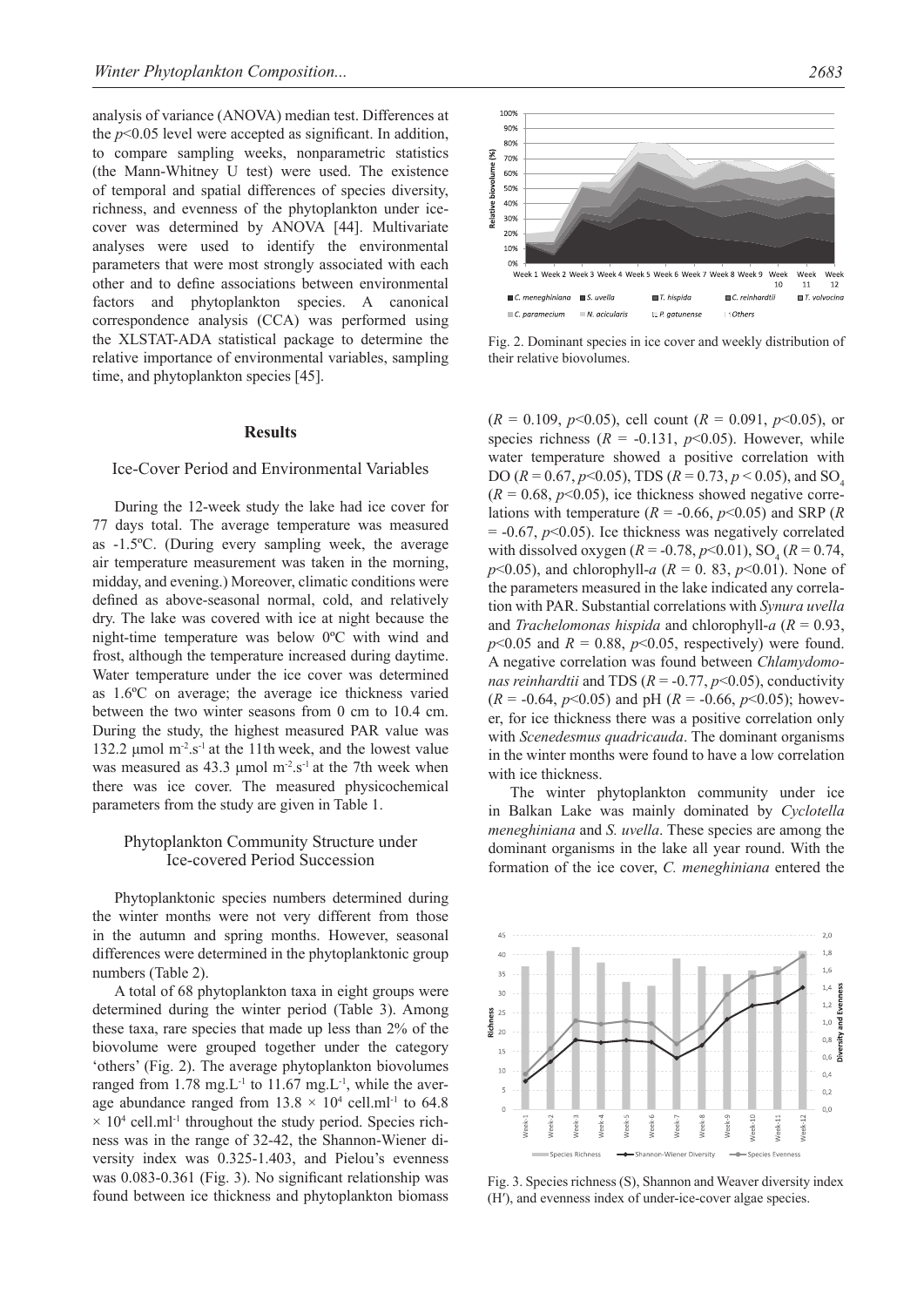analysis of variance (ANOVA) median test. Differences at the $p<0.05$ level were accepted as significant. In addition, to compare sampling weeks, nonparametric statistics (the Mann-Whitney U test) were used. The existence of temporal and spatial differences of species diversity, richness, and evenness of the phytoplankton under ice-cover was determined by ANOVA [44]. Multivariate analyses were used to identify the environmental parameters that were most strongly associated with each other and to define associations between environmental factors and phytoplankton species. A canonical correspondence analysis (CCA) was performed using the XLSTAT-ADA statistical package to determine the relative importance of environmental variables, sampling time, and phytoplankton species [45].

## Results

### Ice-Cover Period and Environmental Variables

During the 12-week study the lake had ice cover for 77 days total. The average temperature was measured as -1.5ºC. (During every sampling week, the average air temperature measurement was taken in the morning, midday, and evening.) Moreover, climatic conditions were defined as above-seasonal normal, cold, and relatively dry. The lake was covered with ice at night because the night-time temperature was below 0ºC with wind and frost, although the temperature increased during daytime. Water temperature under the ice cover was determined as 1.6ºC on average; the average ice thickness varied between the two winter seasons from 0 cm to 10.4 cm. During the study, the highest measured PAR value was 132.2 µmol $m^{-2}.s^{-1}$ at the 11th week, and the lowest value was measured as 43.3 µmol $m^{-2}.s^{-1}$ at the 7th week when there was ice cover. The measured physicochemical parameters from the study are given in Table 1.

### Phytoplankton Community Structure under Ice-covered Period Succession

Phytoplanktonic species numbers determined during the winter months were not very different from those in the autumn and spring months. However, seasonal differences were determined in the phytoplanktonic group numbers (Table 2).

A total of 68 phytoplankton taxa in eight groups were determined during the winter period (Table 3). Among these taxa, rare species that made up less than 2% of the biovolume were grouped together under the category 'others' (Fig. 2). The average phytoplankton biovolumes ranged from 1.78 mg.$L^{-1}$ to 11.67 mg.$L^{-1}$, while the average abundance ranged from $13.8 \times 10^4$ cell.$ml^{-1}$ to $64.8 \times 10^4$ cell.$ml^{-1}$ throughout the study period. Species richness was in the range of 32-42, the Shannon-Wiener diversity index was 0.325-1.403, and Pielou's evenness was 0.083-0.361 (Fig. 3). No significant relationship was found between ice thickness and phytoplankton biomass ($R = 0.109$, $p<0.05$), cell count ($R = 0.091$, $p<0.05$), or species richness ($R = -0.131$, $p<0.05$). However, while water temperature showed a positive correlation with DO ($R = 0.67$, $p<0.05$), TDS ($R = 0.73$, $p < 0.05$), and $SO_4$ ($R = 0.68$, $p<0.05$), ice thickness showed negative correlations with temperature ($R = -0.66$, $p<0.05$) and SRP ($R = -0.67$, $p<0.05$). Ice thickness was negatively correlated with dissolved oxygen ($R = -0.78$, $p<0.01$), $SO_4$ ($R = 0.74$, $p<0.05$), and chlorophyll-*a* ($R = 0.83$, $p<0.01$). None of the parameters measured in the lake indicated any correlation with PAR. Substantial correlations with *Synura uvella* and *Trachelomonas hispida* and chlorophyll-*a* ($R = 0.93$, $p<0.05$ and $R = 0.88$, $p<0.05$, respectively) were found. A negative correlation was found between *Chlamydomonas reinhardtii* and TDS ($R = -0.77$, $p<0.05$), conductivity ($R = -0.64$, $p<0.05$) and pH ($R = -0.66$, $p<0.05$); however, for ice thickness there was a positive correlation only with *Scenedesmus quadricauda*. The dominant organisms in the winter months were found to have a low correlation with ice thickness.

The winter phytoplankton community under ice in Balkan Lake was mainly dominated by *Cyclotella meneghiniana* and *S. uvella*. These species are among the dominant organisms in the lake all year round. With the formation of the ice cover, *C. meneghiniana* entered the

Fig. 2. Dominant species in ice cover and weekly distribution of their relative biovolumes.

Fig. 3. Species richness (S), Shannon and Weaver diversity index (H′), and evenness index of under-ice-cover algae species.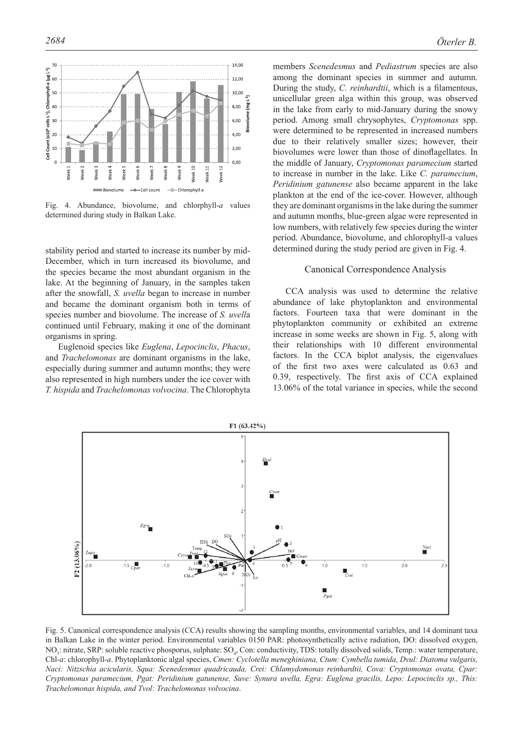Fig. 4. Abundance, biovolume, and chlorphyll-*a* values determined during study in Balkan Lake.

stability period and started to increase its number by mid-December, which in turn increased its biovolume, and the species became the most abundant organism in the lake. At the beginning of January, in the samples taken after the snowfall, *S. uvella* began to increase in number and became the dominant organism both in terms of species number and biovolume. The increase of *S. uvell*a continued until February, making it one of the dominant organisms in spring.

Euglenoid species like *Euglena*, *Lepocinclis*, *Phacus*, and *Trachelomonas* are dominant organisms in the lake, especially during summer and autumn months; they were also represented in high numbers under the ice cover with *T. hispida* and *Trachelomonas volvocina*. The Chlorophyta members *Scenedesmus* and *Pediastrum* species are also among the dominant species in summer and autumn. During the study, *C. reinhardtii*, which is a filamentous, unicellular green alga within this group, was observed in the lake from early to mid-January during the snowy period. Among small chrysophytes, *Cryptomonas* spp. were determined to be represented in increased numbers due to their relatively smaller sizes; however, their biovolumes were lower than those of dinoflagellates. In the middle of January, *Cryptomonas paramecium* started to increase in number in the lake. Like *C. paramecium*, *Peridinium gatunense* also became apparent in the lake plankton at the end of the ice-cover. However, although they are dominant organisms in the lake during the summer and autumn months, blue-green algae were represented in low numbers, with relatively few species during the winter period. Abundance, biovolume, and chlorophyll-a values determined during the study period are given in Fig. 4.

## Canonical Correspondence Analysis

CCA analysis was used to determine the relative abundance of lake phytoplankton and environmental factors. Fourteen taxa that were dominant in the phytoplankton community or exhibited an extreme increase in some weeks are shown in Fig. 5, along with their relationships with 10 different environmental factors. In the CCA biplot analysis, the eigenvalues of the first two axes were calculated as 0.63 and 0.39, respectively. The first axis of CCA explained 13.06% of the total variance in species, while the second

Fig. 5. Canonical correspondence analysis (CCA) results showing the sampling months, environmental variables, and 14 dominant taxa in Balkan Lake in the winter period. Environmental variables 0150 PAR: photosynthetically active radiation, DO: dissolved oxygen, $NO_3$: nitrate, SRP: soluble reactive phosporus, sulphate: $SO_4$, Con: conductivity, TDS: totally dissolved solids, Temp.: water temperature, Chl-*a*: chlorophyll-*a*. Phytoplanktonic algal species, *Cmen: Cyclotella meneghiniana, Ctum: Cymbella tumida, Dvul: Diatoma vulgaris, Naci: Nitzschia acicularis, Squa: Scenedesmus quadricauda, Crei: Chlamydomonas reinhardtii, Cova: Cryptomonas ovata, Cpar: Cryptomonas paramecium, Pgat: Peridinium gatunense, Suve: Synura uvella, Egra: Euglena gracilis, Lepo: Lepocinclis sp., This: Trachelomonas hispida, and Tvol: Trachelomonas volvocina*.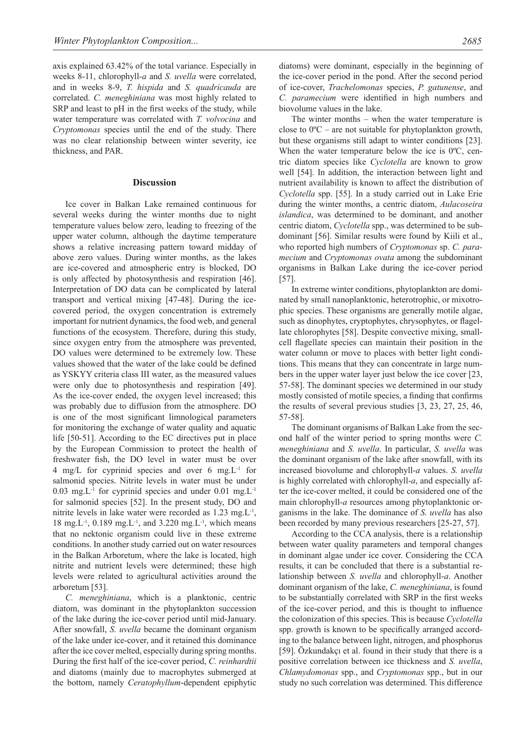axis explained 63.42% of the total variance. Especially in weeks 8-11, chlorophyll-*a* and *S. uvella* were correlated, and in weeks 8-9, *T. hispida* and *S. quadricauda* are correlated. *C. meneghiniana* was most highly related to SRP and least to pH in the first weeks of the study, while water temperature was correlated with *T. volvocina* and *Cryptomonas* species until the end of the study. There was no clear relationship between winter severity, ice thickness, and PAR.

## Discussion

Ice cover in Balkan Lake remained continuous for several weeks during the winter months due to night temperature values below zero, leading to freezing of the upper water column, although the daytime temperature shows a relative increasing pattern toward midday of above zero values. During winter months, as the lakes are ice-covered and atmospheric entry is blocked, DO is only affected by photosynthesis and respiration [46]. Interpretation of DO data can be complicated by lateral transport and vertical mixing [47-48]. During the ice-covered period, the oxygen concentration is extremely important for nutrient dynamics, the food web, and general functions of the ecosystem. Therefore, during this study, since oxygen entry from the atmosphere was prevented, DO values were determined to be extremely low. These values showed that the water of the lake could be defined as YSKYY criteria class III water, as the measured values were only due to photosynthesis and respiration [49]. As the ice-cover ended, the oxygen level increased; this was probably due to diffusion from the atmosphere. DO is one of the most significant limnological parameters for monitoring the exchange of water quality and aquatic life [50-51]. According to the EC directives put in place by the European Commission to protect the health of freshwater fish, the DO level in water must be over 4 mg/L for cyprinid species and over 6 mg.L$^{-1}$ for salmonid species. Nitrite levels in water must be under 0.03 mg.L$^{-1}$ for cyprinid species and under 0.01 mg.L$^{-1}$ for salmonid species [52]. In the present study, DO and nitrite levels in lake water were recorded as 1.23 mg.L$^{-1}$, 18 mg.L$^{-1}$, 0.189 mg.L$^{-1}$, and 3.220 mg.L$^{-1}$, which means that no nektonic organism could live in these extreme conditions. In another study carried out on water resources in the Balkan Arboretum, where the lake is located, high nitrite and nutrient levels were determined; these high levels were related to agricultural activities around the arboretum [53].

*C. meneghiniana*, which is a planktonic, centric diatom, was dominant in the phytoplankton succession of the lake during the ice-cover period until mid-January. After snowfall, *S. uvella* became the dominant organism of the lake under ice-cover, and it retained this dominance after the ice cover melted, especially during spring months. During the first half of the ice-cover period, *C. reinhardtii* and diatoms (mainly due to macrophytes submerged at the bottom, namely *Ceratophyllum*-dependent epiphytic diatoms) were dominant, especially in the beginning of the ice-cover period in the pond. After the second period of ice-cover, *Trachelomonas* species, *P. gatunense*, and *C. paramecium* were identified in high numbers and biovolume values in the lake.

The winter months – when the water temperature is close to 0ºC – are not suitable for phytoplankton growth, but these organisms still adapt to winter conditions [23]. When the water temperature below the ice is 0ºC, centric diatom species like *Cyclotella* are known to grow well [54]. In addition, the interaction between light and nutrient availability is known to affect the distribution of *Cyclotella* spp. [55]. In a study carried out in Lake Erie during the winter months, a centric diatom, *Aulacoseira islandica*, was determined to be dominant, and another centric diatom, *Cyclotella* spp., was determined to be subdominant [56]. Similar results were found by Kiili et al., who reported high numbers of *Cryptomonas* sp. *C. paramecium* and *Cryptomonas ovata* among the subdominant organisms in Balkan Lake during the ice-cover period [57].

In extreme winter conditions, phytoplankton are dominated by small nanoplanktonic, heterotrophic, or mixotrophic species. These organisms are generally motile algae, such as dinophytes, cryptophytes, chrysophytes, or flagellate chlorophytes [58]. Despite convective mixing, small-cell flagellate species can maintain their position in the water column or move to places with better light conditions. This means that they can concentrate in large numbers in the upper water layer just below the ice cover [23, 57-58]. The dominant species we determined in our study mostly consisted of motile species, a finding that confirms the results of several previous studies [3, 23, 27, 25, 46, 57-58].

The dominant organisms of Balkan Lake from the second half of the winter period to spring months were *C. meneghiniana* and *S. uvella*. In particular, *S. uvella* was the dominant organism of the lake after snowfall, with its increased biovolume and chlorophyll-*a* values. *S. uvella* is highly correlated with chlorophyll-*a*, and especially after the ice-cover melted, it could be considered one of the main chlorophyll-*a* resources among phytoplanktonic organisms in the lake. The dominance of *S. uvella* has also been recorded by many previous researchers [25-27, 57].

According to the CCA analysis, there is a relationship between water quality parameters and temporal changes in dominant algae under ice cover. Considering the CCA results, it can be concluded that there is a substantial relationship between *S. uvella* and chlorophyll-*a*. Another dominant organism of the lake, *C. meneghiniana*, is found to be substantially correlated with SRP in the first weeks of the ice-cover period, and this is thought to influence the colonization of this species. This is because *Cyclotella* spp. growth is known to be specifically arranged according to the balance between light, nitrogen, and phosphorus [59]. Özkundakçı et al. found in their study that there is a positive correlation between ice thickness and *S. uvella*, *Chlamydomonas* spp., and *Cryptomonas* spp., but in our study no such correlation was determined. This difference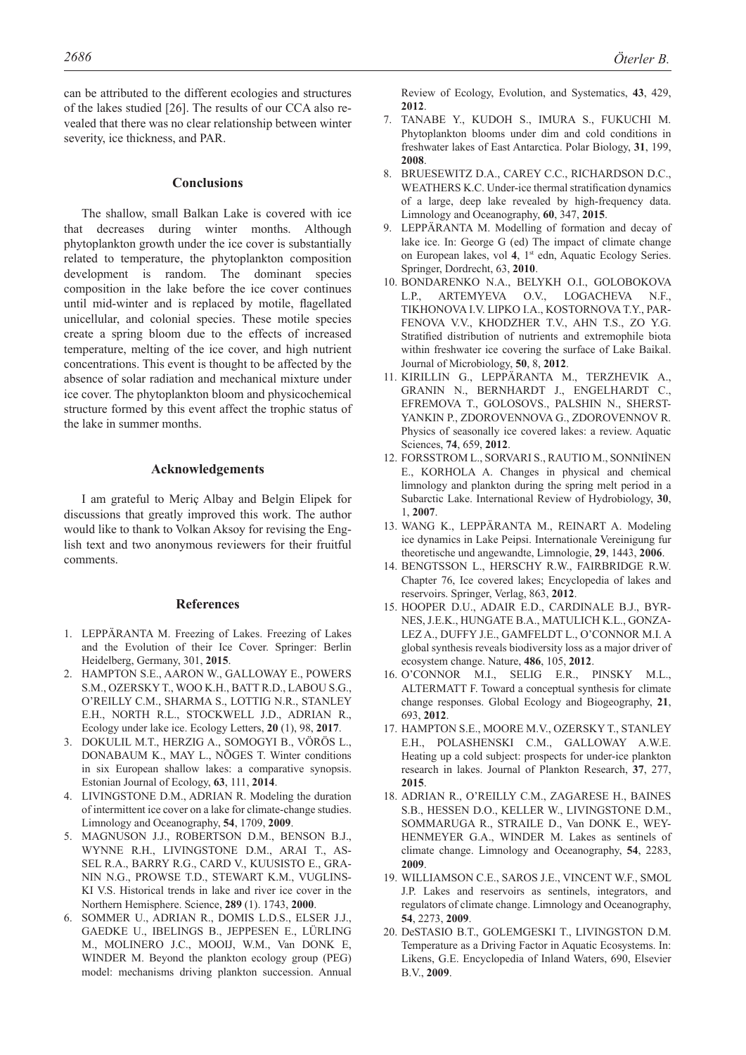can be attributed to the different ecologies and structures of the lakes studied [26]. The results of our CCA also revealed that there was no clear relationship between winter severity, ice thickness, and PAR.

## Conclusions

The shallow, small Balkan Lake is covered with ice that decreases during winter months. Although phytoplankton growth under the ice cover is substantially related to temperature, the phytoplankton composition development is random. The dominant species composition in the lake before the ice cover continues until mid-winter and is replaced by motile, flagellated unicellular, and colonial species. These motile species create a spring bloom due to the effects of increased temperature, melting of the ice cover, and high nutrient concentrations. This event is thought to be affected by the absence of solar radiation and mechanical mixture under ice cover. The phytoplankton bloom and physicochemical structure formed by this event affect the trophic status of the lake in summer months.

## Acknowledgements

I am grateful to Meriç Albay and Belgin Elipek for discussions that greatly improved this work. The author would like to thank to Volkan Aksoy for revising the English text and two anonymous reviewers for their fruitful comments.

## References

1. LEPPÄRANTA M. Freezing of Lakes. Freezing of Lakes and the Evolution of their Ice Cover. Springer: Berlin Heidelberg, Germany, 301, **2015**.
2. HAMPTON S.E., AARON W., GALLOWAY E., POWERS S.M., OZERSKY T., WOO K.H., BATT R.D., LABOU S.G., O'REILLY C.M., SHARMA S., LOTTIG N.R., STANLEY E.H., NORTH R.L., STOCKWELL J.D., ADRIAN R., Ecology under lake ice. Ecology Letters, **20** (1), 98, **2017**.
3. DOKULIL M.T., HERZIG A., SOMOGYI B., VÖRÖS L., DONABAUM K., MAY L., NÕGES T. Winter conditions in six European shallow lakes: a comparative synopsis. Estonian Journal of Ecology, **63**, 111, **2014**.
4. LIVINGSTONE D.M., ADRIAN R. Modeling the duration of intermittent ice cover on a lake for climate-change studies. Limnology and Oceanography, **54**, 1709, **2009**.
5. MAGNUSON J.J., ROBERTSON D.M., BENSON B.J., WYNNE R.H., LIVINGSTONE D.M., ARAI T., ASSEL R.A., BARRY R.G., CARD V., KUUSISTO E., GRANIN N.G., PROWSE T.D., STEWART K.M., VUGLINSKI V.S. Historical trends in lake and river ice cover in the Northern Hemisphere. Science, **289** (1). 1743, **2000**.
6. SOMMER U., ADRIAN R., DOMIS L.D.S., ELSER J.J., GAEDKE U., IBELINGS B., JEPPESEN E., LÜRLING M., MOLINERO J.C., MOOIJ, W.M., Van DONK E, WINDER M. Beyond the plankton ecology group (PEG) model: mechanisms driving plankton succession. Annual Review of Ecology, Evolution, and Systematics, **43**, 429, **2012**.
7. TANABE Y., KUDOH S., IMURA S., FUKUCHI M. Phytoplankton blooms under dim and cold conditions in freshwater lakes of East Antarctica. Polar Biology, **31**, 199, **2008**.
8. BRUESEWITZ D.A., CAREY C.C., RICHARDSON D.C., WEATHERS K.C. Under-ice thermal stratification dynamics of a large, deep lake revealed by high-frequency data. Limnology and Oceanography, **60**, 347, **2015**.
9. LEPPÄRANTA M. Modelling of formation and decay of lake ice. In: George G (ed) The impact of climate change on European lakes, vol **4**, 1st edn, Aquatic Ecology Series. Springer, Dordrecht, 63, **2010**.
10. BONDARENKO N.A., BELYKH O.I., GOLOBOKOVA L.P., ARTEMYEVA O.V., LOGACHEVA N.F., TIKHONOVA I.V. LIPKO I.A., KOSTORNOVA T.Y., PARFENOVA V.V., KHODZHER T.V., AHN T.S., ZO Y.G. Stratified distribution of nutrients and extremophile biota within freshwater ice covering the surface of Lake Baikal. Journal of Microbiology, **50**, 8, **2012**.
11. KIRILLIN G., LEPPÄRANTA M., TERZHEVIK A., GRANIN N., BERNHARDT J., ENGELHARDT C., EFREMOVA T., GOLOSOVS., PALSHIN N., SHERSTYANKIN P., ZDOROVENNOVA G., ZDOROVENNOV R. Physics of seasonally ice covered lakes: a review. Aquatic Sciences, **74**, 659, **2012**.
12. FORSSTROM L., SORVARI S., RAUTIO M., SONNIİNEN E., KORHOLA A. Changes in physical and chemical limnology and plankton during the spring melt period in a Subarctic Lake. International Review of Hydrobiology, **30**, 1, **2007**.
13. WANG K., LEPPÄRANTA M., REINART A. Modeling ice dynamics in Lake Peipsi. Internationale Vereinigung fur theoretische und angewandte, Limnologie, **29**, 1443, **2006**.
14. BENGTSSON L., HERSCHY R.W., FAIRBRIDGE R.W. Chapter 76, Ice covered lakes; Encyclopedia of lakes and reservoirs. Springer, Verlag, 863, **2012**.
15. HOOPER D.U., ADAIR E.D., CARDINALE B.J., BYRNES, J.E.K., HUNGATE B.A., MATULICH K.L., GONZALEZ A., DUFFY J.E., GAMFELDT L., O'CONNOR M.I. A global synthesis reveals biodiversity loss as a major driver of ecosystem change. Nature, **486**, 105, **2012**.
16. O'CONNOR M.I., SELIG E.R., PINSKY M.L., ALTERMATT F. Toward a conceptual synthesis for climate change responses. Global Ecology and Biogeography, **21**, 693, **2012**.
17. HAMPTON S.E., MOORE M.V., OZERSKY T., STANLEY E.H., POLASHENSKI C.M., GALLOWAY A.W.E. Heating up a cold subject: prospects for under-ice plankton research in lakes. Journal of Plankton Research, **37**, 277, **2015**.
18. ADRIAN R., O'REILLY C.M., ZAGARESE H., BAINES S.B., HESSEN D.O., KELLER W., LIVINGSTONE D.M., SOMMARUGA R., STRAILE D., Van DONK E., WEYHENMEYER G.A., WINDER M. Lakes as sentinels of climate change. Limnology and Oceanography, **54**, 2283, **2009**.
19. WILLIAMSON C.E., SAROS J.E., VINCENT W.F., SMOL J.P. Lakes and reservoirs as sentinels, integrators, and regulators of climate change. Limnology and Oceanography, **54**, 2273, **2009**.
20. DeSTASIO B.T., GOLEMGESKI T., LIVINGSTON D.M. Temperature as a Driving Factor in Aquatic Ecosystems. In: Likens, G.E. Encyclopedia of Inland Waters, 690, Elsevier B.V., **2009**.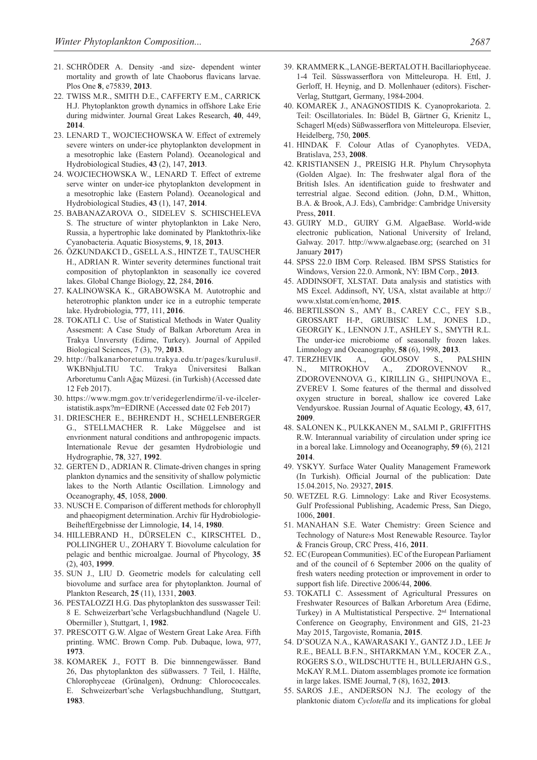21. SCHRÖDER A. Density -and size- dependent winter mortality and growth of late Chaoborus flavicans larvae. Plos One **8**, e75839, **2013**.
22. TWISS M.R., SMITH D.E., CAFFERTY E.M., CARRICK H.J. Phytoplankton growth dynamics in offshore Lake Erie during midwinter. Journal Great Lakes Research, **40**, 449, **2014**.
23. LENARD T., WOJCIECHOWSKA W. Effect of extremely severe winters on under-ice phytoplankton development in a mesotrophic lake (Eastern Poland). Oceanological and Hydrobiological Studies, **43** (2), 147, **2013**.
24. WOJCIECHOWSKA W., LENARD T. Effect of extreme serve winter on under-ice phytoplankton development in a mesotrophic lake (Eastern Poland). Oceanological and Hydrobiological Studies, **43** (1), 147, **2014**.
25. BABANAZAROVA O., SIDELEV S. SCHISCHELEVA S. The structure of winter phytoplankton in Lake Nero, Russia, a hypertrophic lake dominated by Planktothrix-like Cyanobacteria. Aquatic Biosystems, **9**, 18, **2013**.
26. ÖZKUNDAKCI D., GSELL A.S., HINTZE T., TAUSCHER H., ADRIAN R. Winter severity determines functional trait composition of phytoplankton in seasonally ice covered lakes. Global Change Biology, **22**, 284, **2016**.
27. KALINOWSKA K., GRABOWSKA M. Autotrophic and heterotrophic plankton under ice in a eutrophic temperate lake. Hydrobiologia, **777**, 111, **2016**.
28. TOKATLI C. Use of Statistical Methods in Water Quality Assesment: A Case Study of Balkan Arboretum Area in Trakya Unıversıty (Edirne, Turkey). Journal of Appiled Biological Sciences, 7 (3), 79, **2013**.
29. http://balkanarboretumu.trakya.edu.tr/pages/kurulus#.WKBNhjuLTIU T.C. Trakya Üniversitesi Balkan Arboretumu Canlı Ağaç Müzesi. (in Turkish) (Accessed date 12 Feb 2017).
30. https://www.mgm.gov.tr/veridegerlendirme/il-ve-ilceler-istatistik.aspx?m=EDIRNE (Accessed date 02 Feb 2017)
31. DRIESCHER E., BEHRENDT H., SCHELLENBERGER G., STELLMACHER R. Lake Müggelsee and ist envrionment natural conditions and anthropogenic impacts. Internationale Revue der gesamten Hydrobiologie und Hydrographie, **78**, 327, **1992**.
32. GERTEN D., ADRIAN R. Climate-driven changes in spring plankton dynamics and the sensitivity of shallow polymictic lakes to the North Atlantic Oscillation. Limnology and Oceanography, **45**, 1058, **2000**.
33. NUSCH E. Comparison of different methods for chlorophyll and phaeopigment determination. Archiv für Hydrobiologie-BeiheftErgebnisse der Limnologie, **14**, 14, **1980**.
34. HILLEBRAND H., DÜRSELEN C., KIRSCHTEL D., POLLINGHER U., ZOHARY T. Biovolume calculation for pelagic and benthic microalgae. Journal of Phycology, **35** (2), 403, **1999**.
35. SUN J., LIU D. Geometric models for calculating cell biovolume and surface area for phytoplankton. Journal of Plankton Research, **25** (11), 1331, **2003**.
36. PESTALOZZI H.G. Das phytoplankton des susswasser Teil: 8 E. Schweizerbart'sche Verlagsbuchhandlund (Nagele U. Obermiller ), Stuttgart, 1, **1982**.
37. PRESCOTT G.W. Algae of Western Great Lake Area. Fifth printing. WMC. Brown Comp. Pub. Dubaque, lowa, 977, **1973**.
38. KOMAREK J., FOTT B. Die binnnengewässer. Band 26, Das phytoplankton des süßwassers. 7 Teil, 1. Hälfte, Chlorophyceae (Grünalgen), Ordnung: Chlorococcales. E. Schweizerbart'sche Verlagsbuchhandlung, Stuttgart, **1983**.
39. KRAMMER K., LANGE-BERTALOT H. Bacillariophyceae. 1-4 Teil. Süsswasserflora von Mitteleuropa. H. Ettl, J. Gerloff, H. Heynig, and D. Mollenhauer (editors). Fischer-Verlag, Stuttgart, Germany, 1984-2004.
40. KOMAREK J., ANAGNOSTIDIS K. Cyanoprokariota. 2. Teil: Oscillatoriales. In: Büdel B, Gärtner G, Krienitz L, Schagerl M(eds) Süßwasserflora von Mitteleuropa. Elsevier, Heidelberg, 750, **2005**.
41. HINDAK F. Colour Atlas of Cyanophytes. VEDA, Bratislava, 253, **2008**.
42. KRISTIANSEN J., PREISIG H.R. Phylum Chrysophyta (Golden Algae). In: The freshwater algal flora of the British Isles. An identification guide to freshwater and terrestrial algae. Second edition. (John, D.M., Whitton, B.A. & Brook, A.J. Eds), Cambridge: Cambridge University Press, **2011**.
43. GUIRY M.D., GUIRY G.M. AlgaeBase. World-wide electronic publication, National University of Ireland, Galway. 2017. http://www.algaebase.org; (searched on 31 January **2017**)
44. SPSS 22.0 IBM Corp. Released. IBM SPSS Statistics for Windows, Version 22.0. Armonk, NY: IBM Corp., **2013**.
45. ADDINSOFT, XLSTAT. Data analysis and statistics with MS Excel. Addinsoft, NY, USA, xlstat available at http://www.xlstat.com/en/home, **2015**.
46. BERTILSSON S., AMY B., CAREY C.C., FEY S.B., GROSSART H-P., GRUBISIC L.M., JONES I.D., GEORGIY K., LENNON J.T., ASHLEY S., SMYTH R.L. The under-ice microbiome of seasonally frozen lakes. Limnology and Oceanography, **58** (6), 1998, **2013**.
47. TERZHEVIK A., GOLOSOV S., PALSHIN N., MITROKHOV A., ZDOROVENNOV R., ZDOROVENNOVA G., KIRILLIN G., SHIPUNOVA E., ZVEREV I. Some features of the thermal and dissolved oxygen structure in boreal, shallow ice covered Lake Vendyurskoe. Russian Journal of Aquatic Ecology, **43**, 617, **2009**.
48. SALONEN K., PULKKANEN M., SALMI P., GRIFFITHS R.W. Interannual variability of circulation under spring ice in a boreal lake. Limnology and Oceanography, **59** (6), 2121 **2014**.
49. YSKYY. Surface Water Quality Management Framework (In Turkish). Official Journal of the publication: Date 15.04.2015, No. 29327, **2015**.
50. WETZEL R.G. Limnology: Lake and River Ecosystems. Gulf Professional Publishing, Academic Press, San Diego, 1006, **2001**.
51. MANAHAN S.E. Water Chemistry: Green Science and Technology of Nature›s Most Renewable Resource. Taylor & Francis Group, CRC Press, 416, **2011**.
52. EC (European Communities). EC of the European Parliament and of the council of 6 September 2006 on the quality of fresh waters needing protection or improvement in order to support fish life. Directive 2006/44, **2006**.
53. TOKATLI C. Assessment of Agricultural Pressures on Freshwater Resources of Balkan Arboretum Area (Edirne, Turkey) in A Multistatistical Perspective. 2nd International Conference on Geography, Environment and GIS, 21-23 May 2015, Targoviste, Romania, **2015**.
54. D'SOUZA N.A., KAWARASAKI Y., GANTZ J.D., LEE Jr R.E., BEALL B.F.N., SHTARKMAN Y.M., KOCER Z.A., ROGERS S.O., WILDSCHUTTE H., BULLERJAHN G.S., McKAY R.M.L. Diatom assemblages promote ice formation in large lakes. ISME Journal, **7** (8), 1632, **2013**.
55. SAROS J.E., ANDERSON N.J. The ecology of the planktonic diatom *Cyclotella* and its implications for global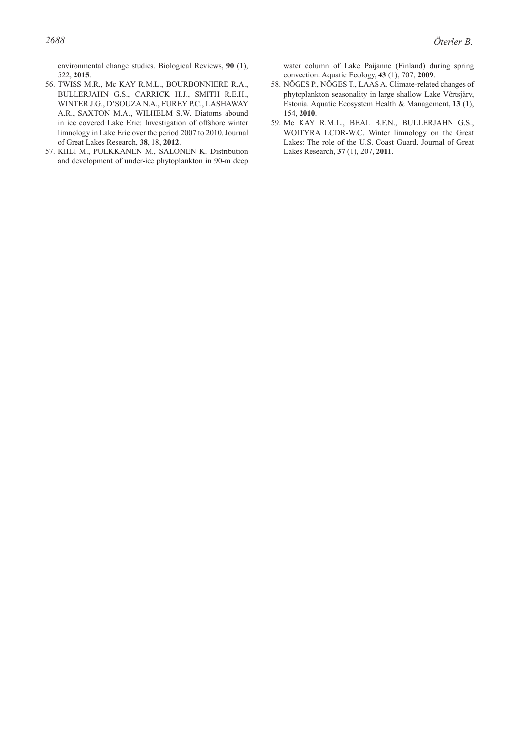environmental change studies. Biological Reviews, **90** (1), 522, **2015**.

56. TWISS M.R., Mc KAY R.M.L., BOURBONNIERE R.A., BULLERJAHN G.S., CARRICK H.J., SMITH R.E.H., WINTER J.G., D'SOUZA N.A., FUREY P.C., LASHAWAY A.R., SAXTON M.A., WILHELM S.W. Diatoms abound in ice covered Lake Erie: Investigation of offshore winter limnology in Lake Erie over the period 2007 to 2010. Journal of Great Lakes Research, **38**, 18, **2012**.
57. KIILI M., PULKKANEN M., SALONEN K. Distribution and development of under-ice phytoplankton in 90-m deep water column of Lake Paijanne (Finland) during spring convection. Aquatic Ecology, **43** (1), 707, **2009**.
58. NÕGES P., NÕGES T., LAAS A. Climate-related changes of phytoplankton seasonality in large shallow Lake Võrtsjärv, Estonia. Aquatic Ecosystem Health & Management, **13** (1), 154, **2010**.
59. Mc KAY R.M.L., BEAL B.F.N., BULLERJAHN G.S., WOITYRA LCDR-W.C. Winter limnology on the Great Lakes: The role of the U.S. Coast Guard. Journal of Great Lakes Research, **37** (1), 207, **2011**.